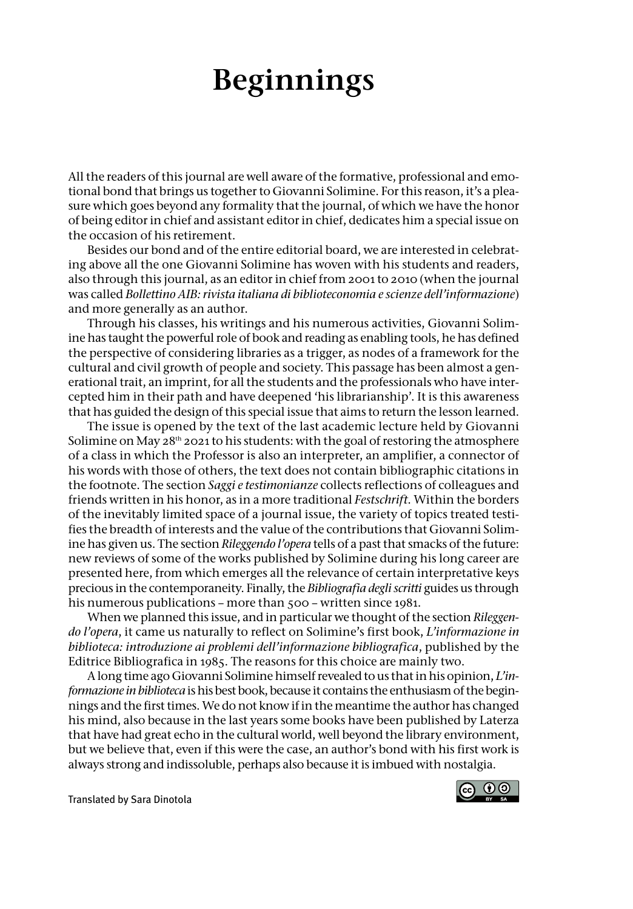# Beginnings

All the readers of this journal are well aware of the formative, professional and emotional bond that brings us together to Giovanni Solimine. For this reason, it's a pleasure which goes beyond any formality that the journal, of which we have the honor of being editor in chief and assistant editor in chief, dedicates him a special issue on the occasion of his retirement.

Besides our bond and of the entire editorial board, we are interested in celebrating above all the one Giovanni Solimine has woven with his students and readers, also through this journal, as an editor in chief from 2001 to 2010 (when the journal was called *Bollettino AIB: rivista italiana di biblioteconomia e scienze dell'informazione*) and more generally as an author.

Through his classes, his writings and his numerous activities, Giovanni Solimine has taught the powerful role of book and reading as enabling tools, he has defined the perspective of considering libraries as a trigger, as nodes of a framework for the cultural and civil growth of people and society. This passage has been almost a generational trait, an imprint, for all the students and the professionals who have intercepted him in their path and have deepened 'his librarianship'. It is this awareness that has guided the design of this special issue that aims to return the lesson learned.

The issue is opened by the text of the last academic lecture held by Giovanni Solimine on May 28th 2021 to his students: with the goal of restoring the atmosphere of a class in which the Professor is also an interpreter, an amplifier, a connector of his words with those of others, the text does not contain bibliographic citations in the footnote. The section *Saggi e testimonianze* collects reflections of colleagues and friends written in his honor, as in a more traditional *Festschrift*. Within the borders of the inevitably limited space of a journal issue, the variety of topics treated testifies the breadth of interests and the value of the contributions that Giovanni Solimine has given us. The section *Rileggendo l'opera* tells of a past that smacks of the future: new reviews of some of the works published by Solimine during his long career are presented here, from which emerges all the relevance of certain interpretative keys precious in the contemporaneity. Finally, the *Bibliografia degli scritti* guides us through his numerous publications – more than 500 – written since 1981.

When we planned this issue, and in particular we thought of the section *Rileggendo l'opera*, it came us naturally to reflect on Solimine's first book, *L'informazione in biblioteca: introduzione ai problemi dell'informazione bibliografica*, published by the Editrice Bibliografica in 1985. The reasons for this choice are mainly two.

A long time ago Giovanni Solimine himself revealed to us that in his opinion, *L'informazione in biblioteca* is his best book, because it contains the enthusiasm of the beginnings and the first times. We do not know if in the meantime the author has changed his mind, also because in the last years some books have been published by Laterza that have had great echo in the cultural world, well beyond the library environment, but we believe that, even if this were the case, an author's bond with his first work is always strong and indissoluble, perhaps also because it is imbued with nostalgia.

Translated by Sara Dinotola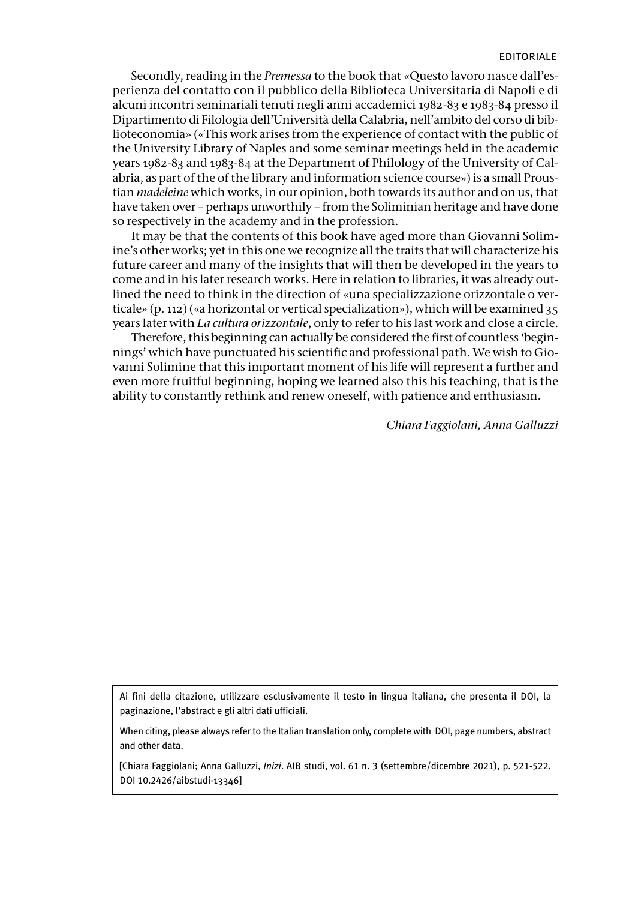Secondly, reading in the *Premessa* to the book that «Questo lavoro nasce dall'esperienza del contatto con il pubblico della Biblioteca Universitaria di Napoli e di alcuni incontri seminariali tenuti negli anni accademici 1982-83 e 1983-84 presso il Dipartimento di Filologia dell'Università della Calabria, nell'ambito del corso di biblioteconomia» («This work arises from the experience of contact with the public of the University Library of Naples and some seminar meetings held in the academic years 1982-83 and 1983-84 at the Department of Philology of the University of Calabria, as part of the of the library and information science course») is a small Proustian *madeleine* which works, in our opinion, both towards its author and on us, that have taken over – perhaps unworthily – from the Soliminian heritage and have done so respectively in the academy and in the profession.

It may be that the contents of this book have aged more than Giovanni Solimine's other works; yet in this one we recognize all the traits that will characterize his future career and many of the insights that will then be developed in the years to come and in his later research works. Here in relation to libraries, it was already outlined the need to think in the direction of «una specializzazione orizzontale o verticale» (p. 112) («a horizontal or vertical specialization»), which will be examined 35 years later with *La cultura orizzontale*, only to refer to his last work and close a circle.

Therefore, this beginning can actually be considered the first of countless 'beginnings' which have punctuated his scientific and professional path. We wish to Giovanni Solimine that this important moment of his life will represent a further and even more fruitful beginning, hoping we learned also this his teaching, that is the ability to constantly rethink and renew oneself, with patience and enthusiasm.

*Chiara Faggiolani, Anna Galluzzi*

Ai fini della citazione, utilizzare esclusivamente il testo in lingua italiana, che presenta il DOI, la paginazione, l'abstract e gli altri dati ufficiali.

When citing, please always refer to the Italian translation only, complete with DOI, page numbers, abstract and other data.

[Chiara Faggiolani; Anna Galluzzi, *Inizi*. AIB studi, vol. 61 n. 3 (settembre/dicembre 2021), p. 521-522. DOI 10.2426/aibstudi-13346]